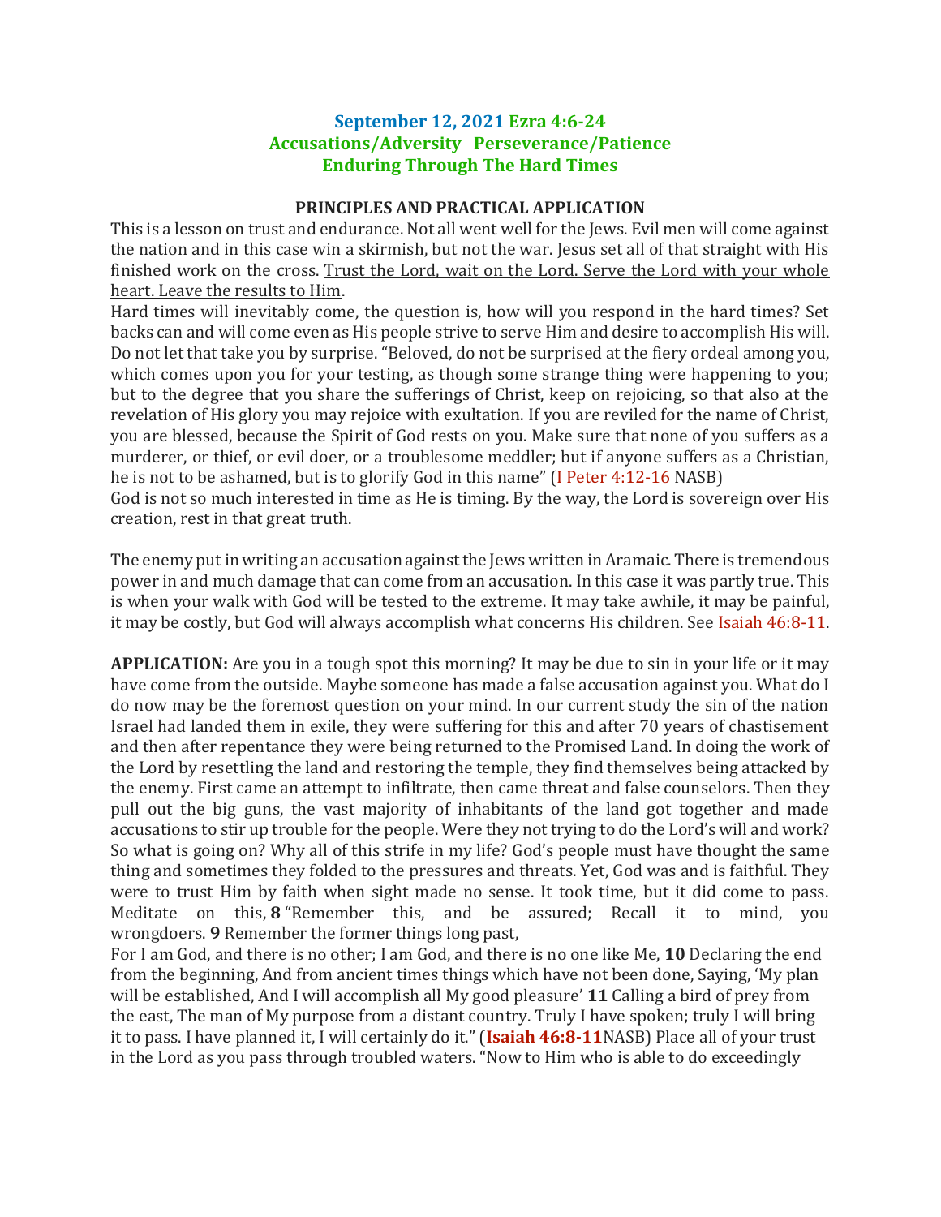# September 12, 2021 Ezra 4:6-24
# Accusations/Adversity Perseverance/Patience
# Enduring Through The Hard Times

## PRINCIPLES AND PRACTICAL APPLICATION

This is a lesson on trust and endurance. Not all went well for the Jews. Evil men will come against the nation and in this case win a skirmish, but not the war. Jesus set all of that straight with His finished work on the cross. Trust the Lord, wait on the Lord. Serve the Lord with your whole heart. Leave the results to Him.

Hard times will inevitably come, the question is, how will you respond in the hard times? Set backs can and will come even as His people strive to serve Him and desire to accomplish His will. Do not let that take you by surprise. "Beloved, do not be surprised at the fiery ordeal among you, which comes upon you for your testing, as though some strange thing were happening to you; but to the degree that you share the sufferings of Christ, keep on rejoicing, so that also at the revelation of His glory you may rejoice with exultation. If you are reviled for the name of Christ, you are blessed, because the Spirit of God rests on you. Make sure that none of you suffers as a murderer, or thief, or evil doer, or a troublesome meddler; but if anyone suffers as a Christian, he is not to be ashamed, but is to glorify God in this name" (I Peter 4:12-16 NASB)

God is not so much interested in time as He is timing. By the way, the Lord is sovereign over His creation, rest in that great truth.

The enemy put in writing an accusation against the Jews written in Aramaic. There is tremendous power in and much damage that can come from an accusation. In this case it was partly true. This is when your walk with God will be tested to the extreme. It may take awhile, it may be painful, it may be costly, but God will always accomplish what concerns His children. See Isaiah 46:8-11.

**APPLICATION:** Are you in a tough spot this morning? It may be due to sin in your life or it may have come from the outside. Maybe someone has made a false accusation against you. What do I do now may be the foremost question on your mind. In our current study the sin of the nation Israel had landed them in exile, they were suffering for this and after 70 years of chastisement and then after repentance they were being returned to the Promised Land. In doing the work of the Lord by resettling the land and restoring the temple, they find themselves being attacked by the enemy. First came an attempt to infiltrate, then came threat and false counselors. Then they pull out the big guns, the vast majority of inhabitants of the land got together and made accusations to stir up trouble for the people. Were they not trying to do the Lord's will and work? So what is going on? Why all of this strife in my life? God's people must have thought the same thing and sometimes they folded to the pressures and threats. Yet, God was and is faithful. They were to trust Him by faith when sight made no sense. It took time, but it did come to pass. Meditate on this, **8** "Remember this, and be assured; Recall it to mind, you wrongdoers. **9** Remember the former things long past,
For I am God, and there is no other; I am God, and there is no one like Me, **10** Declaring the end from the beginning, And from ancient times things which have not been done, Saying, 'My plan will be established, And I will accomplish all My good pleasure' **11** Calling a bird of prey from the east, The man of My purpose from a distant country. Truly I have spoken; truly I will bring it to pass. I have planned it, I will certainly do it." (**Isaiah 46:8-11**NASB) Place all of your trust in the Lord as you pass through troubled waters. "Now to Him who is able to do exceedingly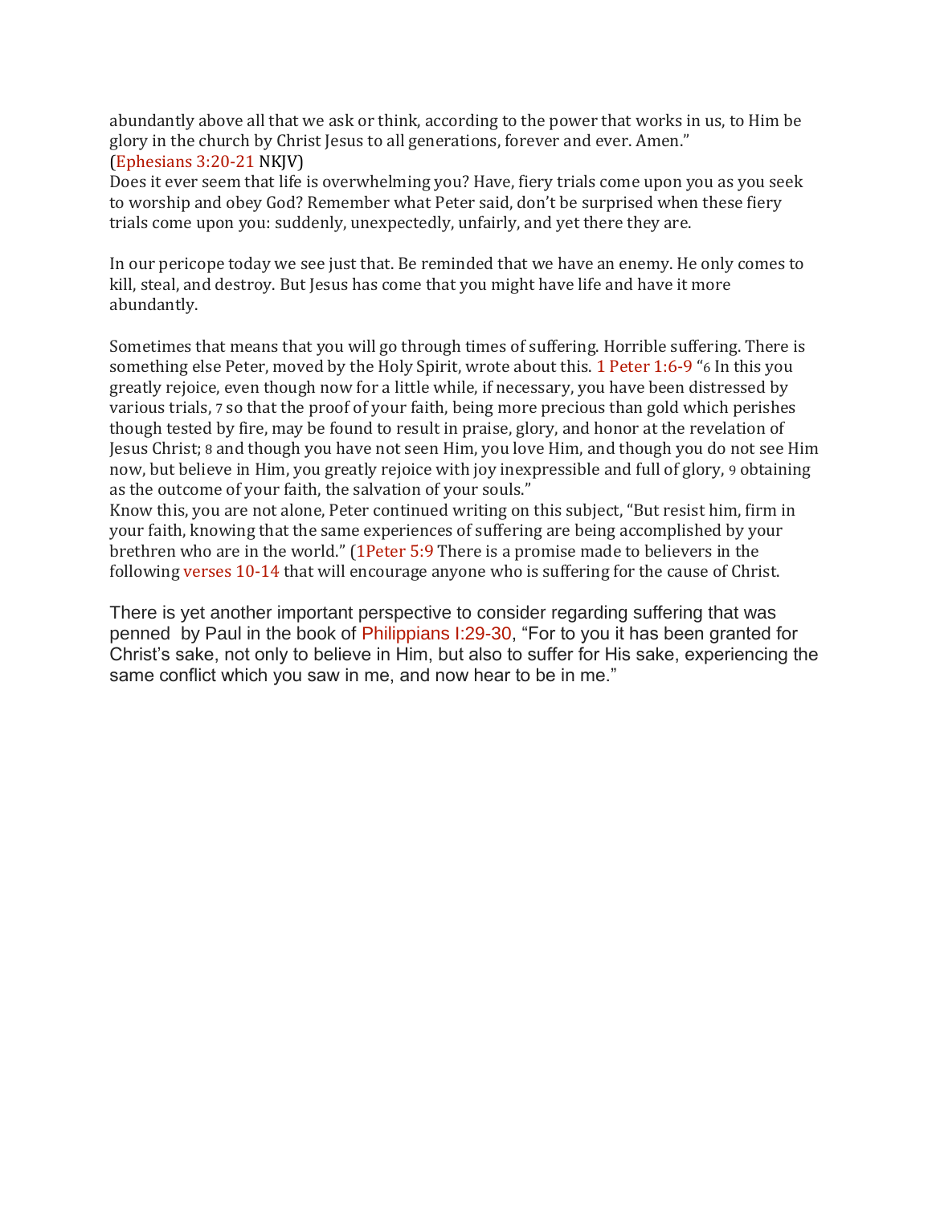abundantly above all that we ask or think, according to the power that works in us, to Him be glory in the church by Christ Jesus to all generations, forever and ever. Amen." (Ephesians 3:20-21 NKJV)

Does it ever seem that life is overwhelming you? Have, fiery trials come upon you as you seek to worship and obey God? Remember what Peter said, don't be surprised when these fiery trials come upon you: suddenly, unexpectedly, unfairly, and yet there they are.

In our pericope today we see just that. Be reminded that we have an enemy. He only comes to kill, steal, and destroy. But Jesus has come that you might have life and have it more abundantly.

Sometimes that means that you will go through times of suffering. Horrible suffering. There is something else Peter, moved by the Holy Spirit, wrote about this. 1 Peter 1:6-9 "6 In this you greatly rejoice, even though now for a little while, if necessary, you have been distressed by various trials, 7 so that the proof of your faith, being more precious than gold which perishes though tested by fire, may be found to result in praise, glory, and honor at the revelation of Jesus Christ; 8 and though you have not seen Him, you love Him, and though you do not see Him now, but believe in Him, you greatly rejoice with joy inexpressible and full of glory, 9 obtaining as the outcome of your faith, the salvation of your souls."

Know this, you are not alone, Peter continued writing on this subject, "But resist him, firm in your faith, knowing that the same experiences of suffering are being accomplished by your brethren who are in the world." (1Peter 5:9 There is a promise made to believers in the following verses 10-14 that will encourage anyone who is suffering for the cause of Christ.

There is yet another important perspective to consider regarding suffering that was penned by Paul in the book of Philippians I:29-30, "For to you it has been granted for Christ's sake, not only to believe in Him, but also to suffer for His sake, experiencing the same conflict which you saw in me, and now hear to be in me."